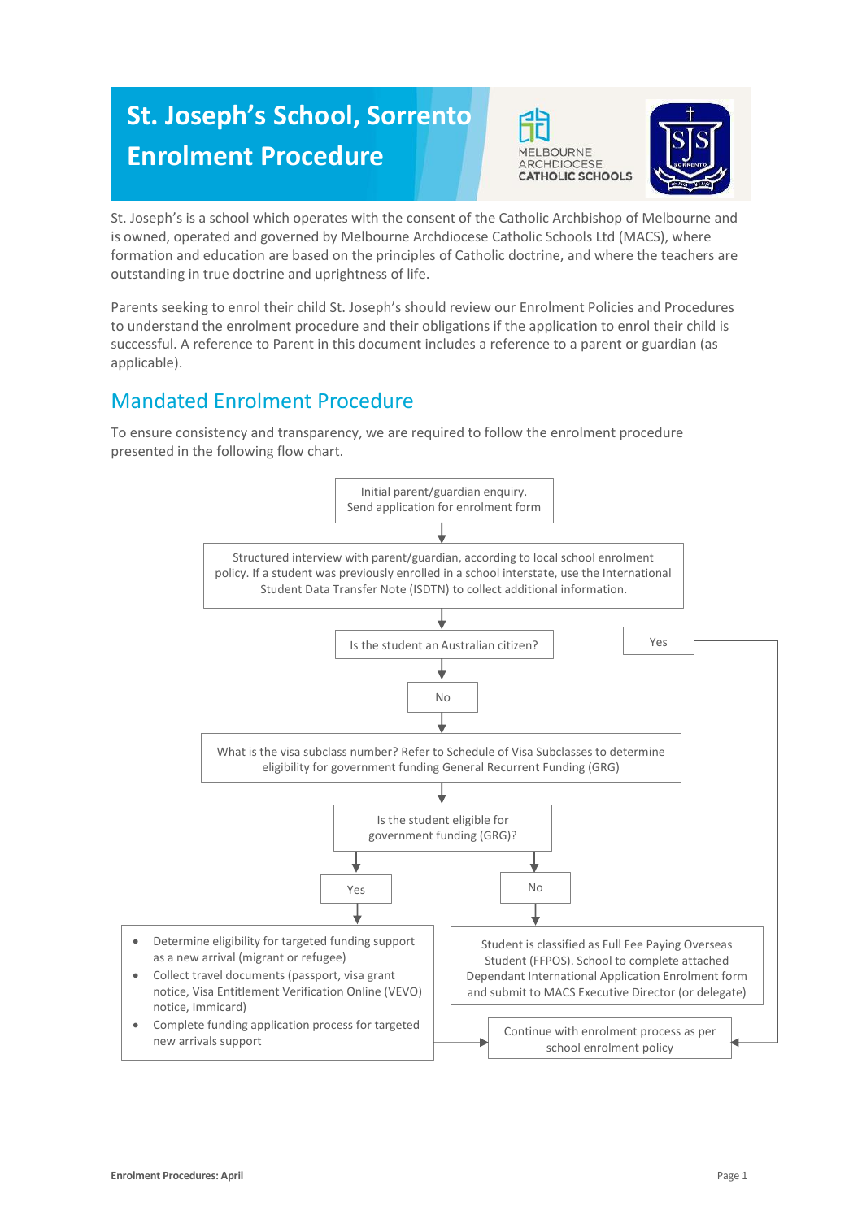# St. Joseph's School, Sorrento Enrolment Procedure

St. Joseph's is a school which operates with the consent of the Catholic Archbishop of Melbourne and is owned, operated and governed by Melbourne Archdiocese Catholic Schools Ltd (MACS), where formation and education are based on the principles of Catholic doctrine, and where the teachers are outstanding in true doctrine and uprightness of life.

Parents seeking to enrol their child St. Joseph's should review our Enrolment Policies and Procedures to understand the enrolment procedure and their obligations if the application to enrol their child is successful. A reference to Parent in this document includes a reference to a parent or guardian (as applicable).

## Mandated Enrolment Procedure

To ensure consistency and transparency, we are required to follow the enrolment procedure presented in the following flow chart.

1. Initial parent/guardian enquiry. Send application for enrolment form
2. Structured interview with parent/guardian, according to local school enrolment policy. If a student was previously enrolled in a school interstate, use the International Student Data Transfer Note (ISDTN) to collect additional information.
3. Is the student an Australian citizen?
   - **Yes** → Continue with enrolment process as per school enrolment policy
   - **No** → What is the visa subclass number? Refer to Schedule of Visa Subclasses to determine eligibility for government funding General Recurrent Funding (GRG)
4. Is the student eligible for government funding (GRG)?
   - **Yes** →
     - Determine eligibility for targeted funding support as a new arrival (migrant or refugee)
     - Collect travel documents (passport, visa grant notice, Visa Entitlement Verification Online (VEVO) notice, Immicard)
     - Complete funding application process for targeted new arrivals support
     - → Continue with enrolment process as per school enrolment policy
   - **No** → Student is classified as Full Fee Paying Overseas Student (FFPOS). School to complete attached Dependant International Application Enrolment form and submit to MACS Executive Director (or delegate)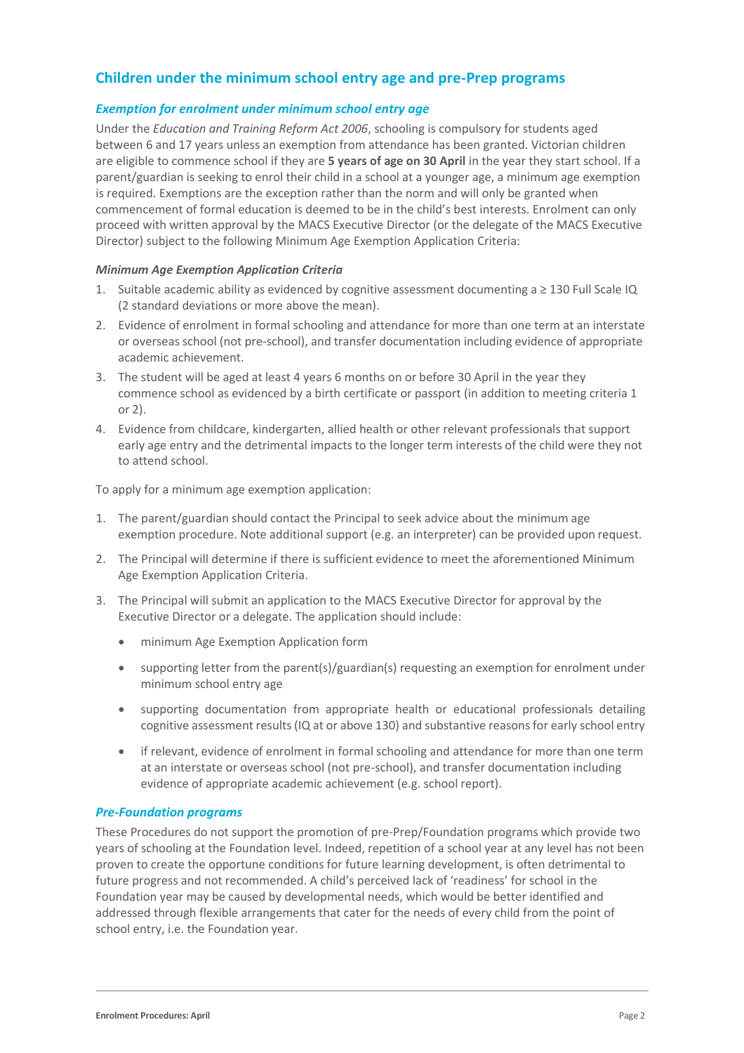## Children under the minimum school entry age and pre-Prep programs

### *Exemption for enrolment under minimum school entry age*

Under the *Education and Training Reform Act 2006*, schooling is compulsory for students aged between 6 and 17 years unless an exemption from attendance has been granted. Victorian children are eligible to commence school if they are **5 years of age on 30 April** in the year they start school. If a parent/guardian is seeking to enrol their child in a school at a younger age, a minimum age exemption is required. Exemptions are the exception rather than the norm and will only be granted when commencement of formal education is deemed to be in the child's best interests. Enrolment can only proceed with written approval by the MACS Executive Director (or the delegate of the MACS Executive Director) subject to the following Minimum Age Exemption Application Criteria:

#### *Minimum Age Exemption Application Criteria*

1. Suitable academic ability as evidenced by cognitive assessment documenting a ≥ 130 Full Scale IQ (2 standard deviations or more above the mean).
2. Evidence of enrolment in formal schooling and attendance for more than one term at an interstate or overseas school (not pre-school), and transfer documentation including evidence of appropriate academic achievement.
3. The student will be aged at least 4 years 6 months on or before 30 April in the year they commence school as evidenced by a birth certificate or passport (in addition to meeting criteria 1 or 2).
4. Evidence from childcare, kindergarten, allied health or other relevant professionals that support early age entry and the detrimental impacts to the longer term interests of the child were they not to attend school.

To apply for a minimum age exemption application:

1. The parent/guardian should contact the Principal to seek advice about the minimum age exemption procedure. Note additional support (e.g. an interpreter) can be provided upon request.
2. The Principal will determine if there is sufficient evidence to meet the aforementioned Minimum Age Exemption Application Criteria.
3. The Principal will submit an application to the MACS Executive Director for approval by the Executive Director or a delegate. The application should include:
   - minimum Age Exemption Application form
   - supporting letter from the parent(s)/guardian(s) requesting an exemption for enrolment under minimum school entry age
   - supporting documentation from appropriate health or educational professionals detailing cognitive assessment results (IQ at or above 130) and substantive reasons for early school entry
   - if relevant, evidence of enrolment in formal schooling and attendance for more than one term at an interstate or overseas school (not pre-school), and transfer documentation including evidence of appropriate academic achievement (e.g. school report).

### *Pre-Foundation programs*

These Procedures do not support the promotion of pre-Prep/Foundation programs which provide two years of schooling at the Foundation level. Indeed, repetition of a school year at any level has not been proven to create the opportune conditions for future learning development, is often detrimental to future progress and not recommended. A child's perceived lack of 'readiness' for school in the Foundation year may be caused by developmental needs, which would be better identified and addressed through flexible arrangements that cater for the needs of every child from the point of school entry, i.e. the Foundation year.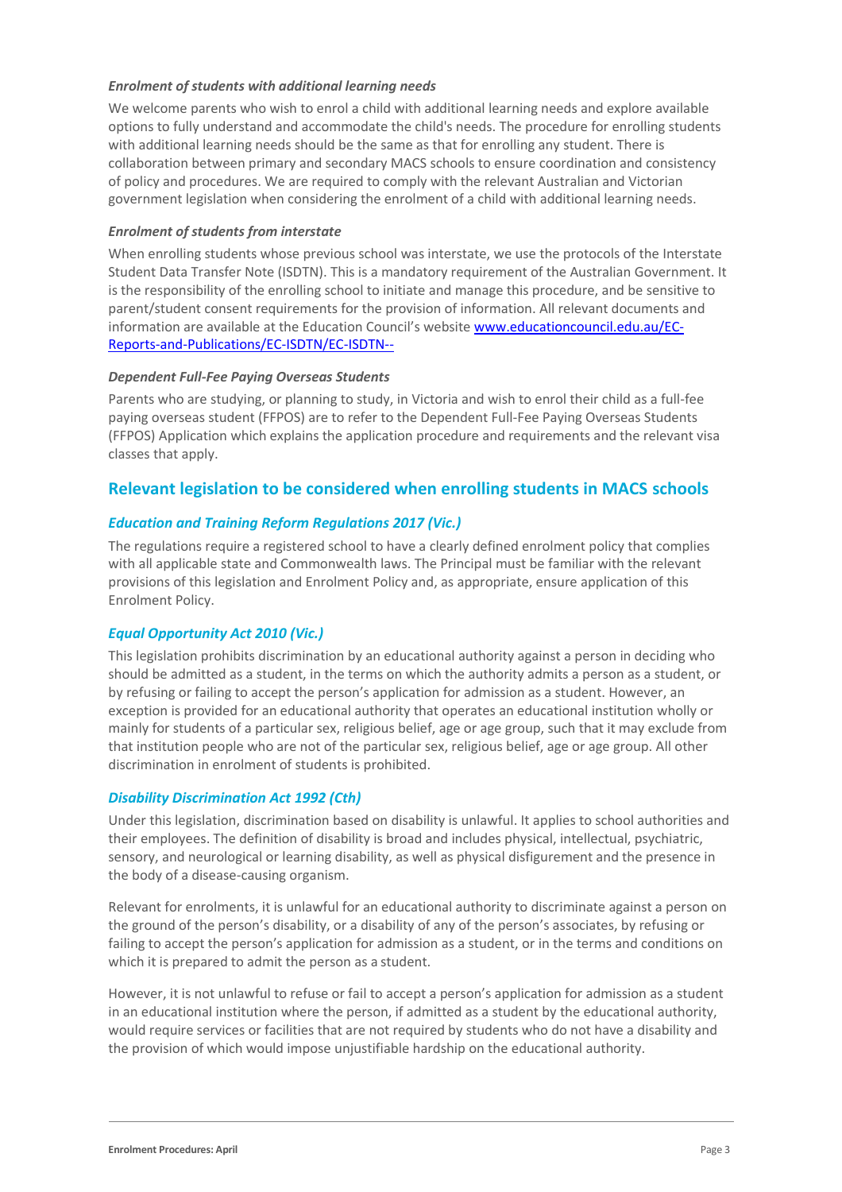### *Enrolment of students with additional learning needs*

We welcome parents who wish to enrol a child with additional learning needs and explore available options to fully understand and accommodate the child's needs. The procedure for enrolling students with additional learning needs should be the same as that for enrolling any student. There is collaboration between primary and secondary MACS schools to ensure coordination and consistency of policy and procedures. We are required to comply with the relevant Australian and Victorian government legislation when considering the enrolment of a child with additional learning needs.

### *Enrolment of students from interstate*

When enrolling students whose previous school was interstate, we use the protocols of the Interstate Student Data Transfer Note (ISDTN). This is a mandatory requirement of the Australian Government. It is the responsibility of the enrolling school to initiate and manage this procedure, and be sensitive to parent/student consent requirements for the provision of information. All relevant documents and information are available at the Education Council's website [www.educationcouncil.edu.au/EC-Reports-and-Publications/EC-ISDTN/EC-ISDTN--](www.educationcouncil.edu.au/EC-Reports-and-Publications/EC-ISDTN/EC-ISDTN--)

### *Dependent Full-Fee Paying Overseas Students*

Parents who are studying, or planning to study, in Victoria and wish to enrol their child as a full-fee paying overseas student (FFPOS) are to refer to the Dependent Full-Fee Paying Overseas Students (FFPOS) Application which explains the application procedure and requirements and the relevant visa classes that apply.

## Relevant legislation to be considered when enrolling students in MACS schools

### *Education and Training Reform Regulations 2017 (Vic.)*

The regulations require a registered school to have a clearly defined enrolment policy that complies with all applicable state and Commonwealth laws. The Principal must be familiar with the relevant provisions of this legislation and Enrolment Policy and, as appropriate, ensure application of this Enrolment Policy.

### *Equal Opportunity Act 2010 (Vic.)*

This legislation prohibits discrimination by an educational authority against a person in deciding who should be admitted as a student, in the terms on which the authority admits a person as a student, or by refusing or failing to accept the person's application for admission as a student. However, an exception is provided for an educational authority that operates an educational institution wholly or mainly for students of a particular sex, religious belief, age or age group, such that it may exclude from that institution people who are not of the particular sex, religious belief, age or age group. All other discrimination in enrolment of students is prohibited.

### *Disability Discrimination Act 1992 (Cth)*

Under this legislation, discrimination based on disability is unlawful. It applies to school authorities and their employees. The definition of disability is broad and includes physical, intellectual, psychiatric, sensory, and neurological or learning disability, as well as physical disfigurement and the presence in the body of a disease-causing organism.

Relevant for enrolments, it is unlawful for an educational authority to discriminate against a person on the ground of the person's disability, or a disability of any of the person's associates, by refusing or failing to accept the person's application for admission as a student, or in the terms and conditions on which it is prepared to admit the person as a student.

However, it is not unlawful to refuse or fail to accept a person's application for admission as a student in an educational institution where the person, if admitted as a student by the educational authority, would require services or facilities that are not required by students who do not have a disability and the provision of which would impose unjustifiable hardship on the educational authority.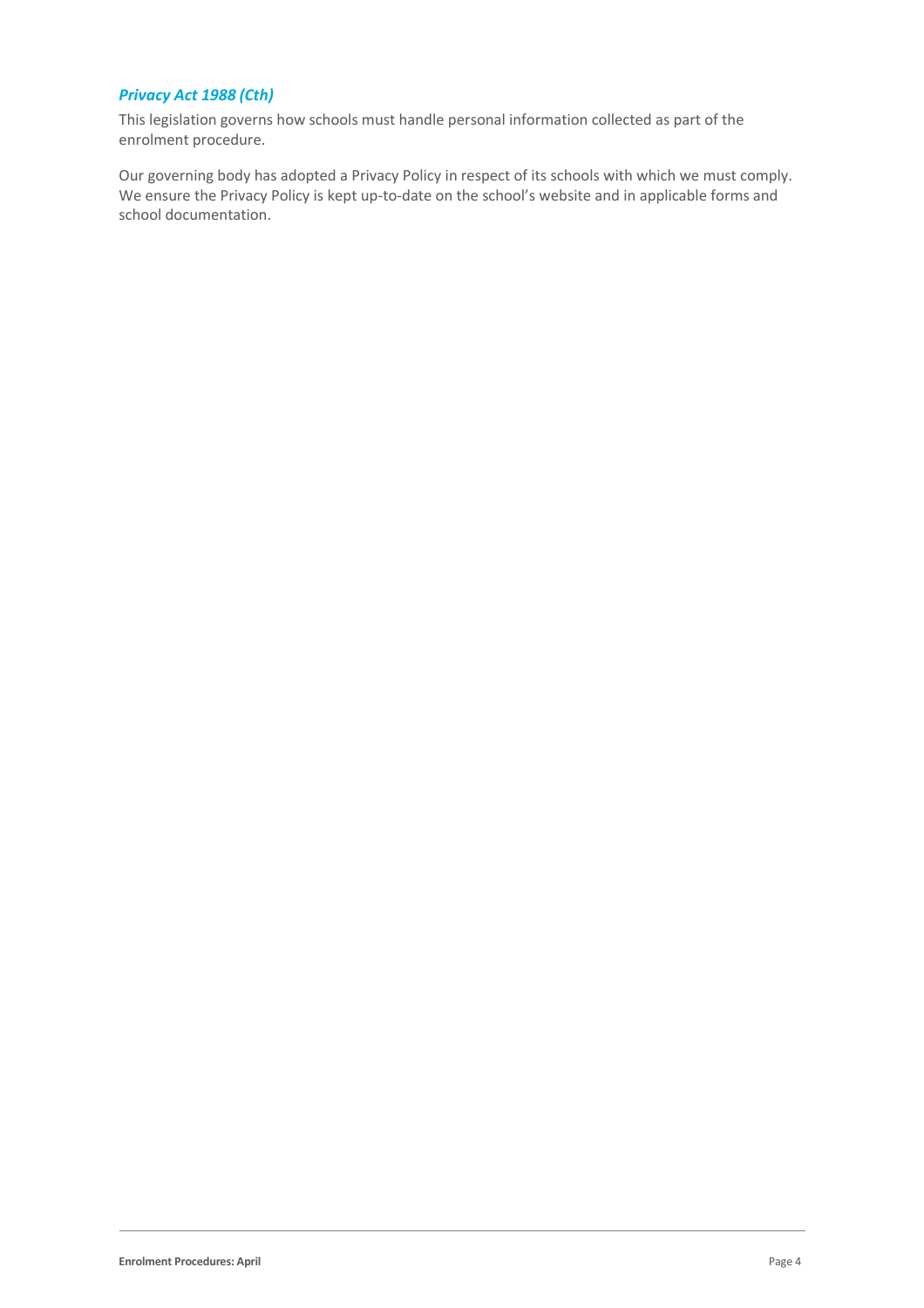### *Privacy Act 1988 (Cth)*

This legislation governs how schools must handle personal information collected as part of the enrolment procedure.

Our governing body has adopted a Privacy Policy in respect of its schools with which we must comply. We ensure the Privacy Policy is kept up-to-date on the school's website and in applicable forms and school documentation.